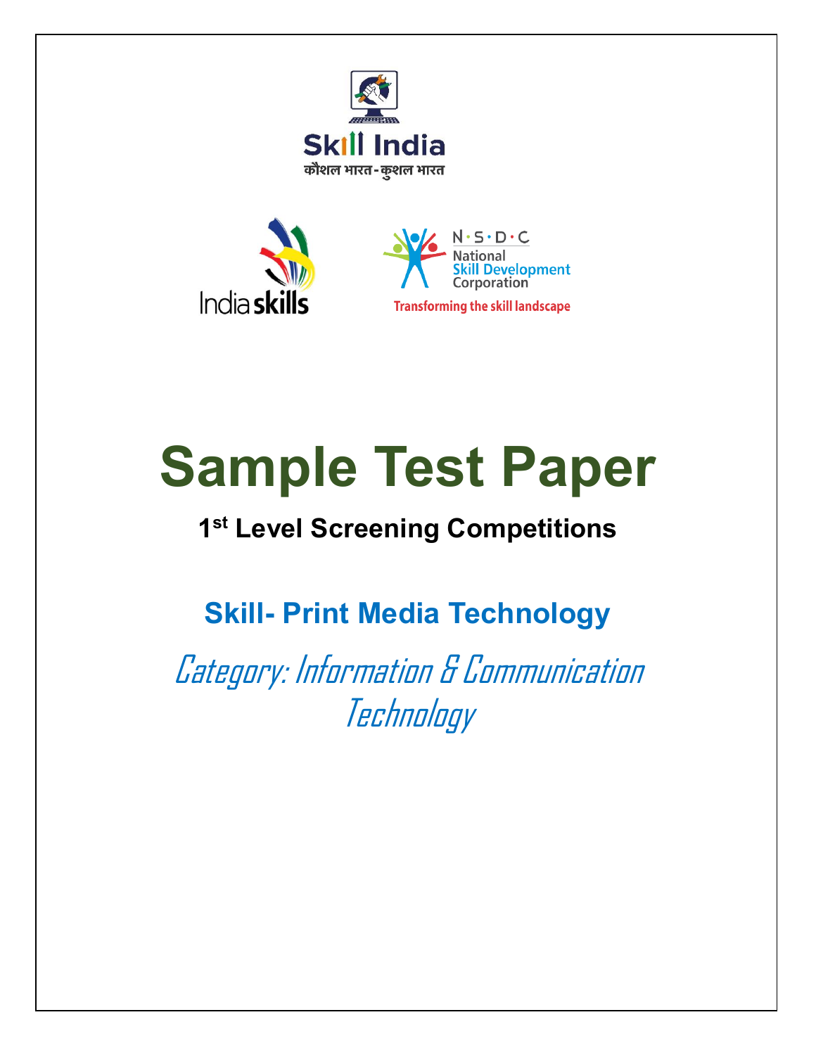Skill India

कौशल भारत - कुशल भारत

India skills

N·S·D·C National Skill Development Corporation

Transforming the skill landscape

# Sample Test Paper

## 1st Level Screening Competitions

## Skill- Print Media Technology

*Category: Information & Communication Technology*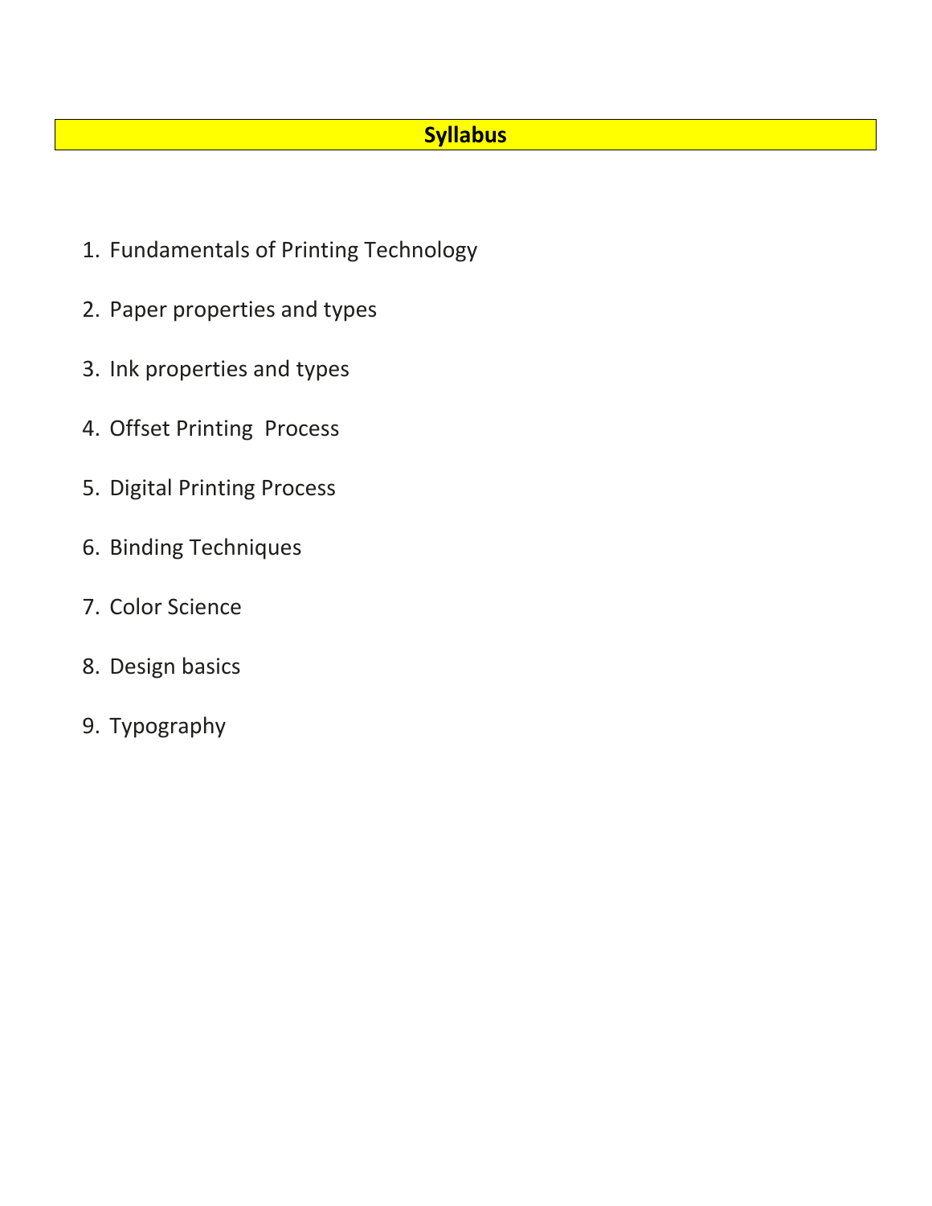## Syllabus

1. Fundamentals of Printing Technology
2. Paper properties and types
3. Ink properties and types
4. Offset Printing Process
5. Digital Printing Process
6. Binding Techniques
7. Color Science
8. Design basics
9. Typography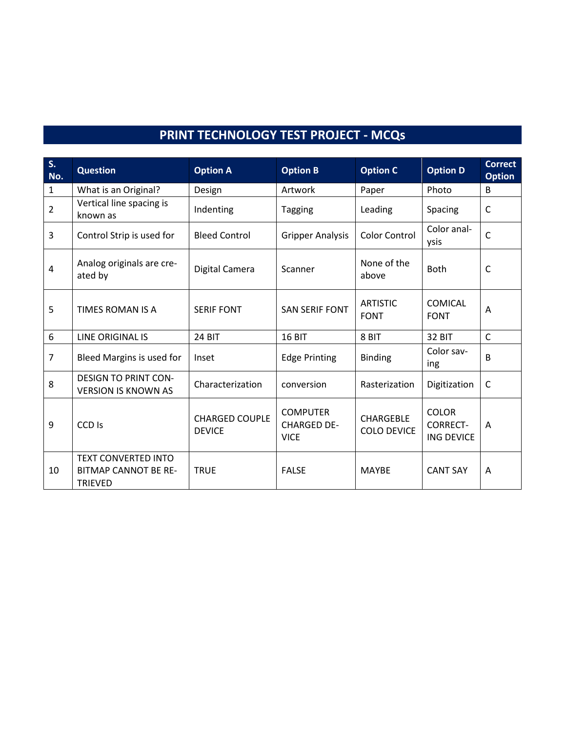## PRINT TECHNOLOGY TEST PROJECT - MCQs

| S. No. | Question | Option A | Option B | Option C | Option D | Correct Option |
|---|---|---|---|---|---|---|
| 1 | What is an Original? | Design | Artwork | Paper | Photo | B |
| 2 | Vertical line spacing is known as | Indenting | Tagging | Leading | Spacing | C |
| 3 | Control Strip is used for | Bleed Control | Gripper Analysis | Color Control | Color analysis | C |
| 4 | Analog originals are created by | Digital Camera | Scanner | None of the above | Both | C |
| 5 | TIMES ROMAN IS A | SERIF FONT | SAN SERIF FONT | ARTISTIC FONT | COMICAL FONT | A |
| 6 | LINE ORIGINAL IS | 24 BIT | 16 BIT | 8 BIT | 32 BIT | C |
| 7 | Bleed Margins is used for | Inset | Edge Printing | Binding | Color saving | B |
| 8 | DESIGN TO PRINT CONVERSION IS KNOWN AS | Characterization | conversion | Rasterization | Digitization | C |
| 9 | CCD Is | CHARGED COUPLE DEVICE | COMPUTER CHARGED DEVICE | CHARGEBLE COLO DEVICE | COLOR CORRECTING DEVICE | A |
| 10 | TEXT CONVERTED INTO BITMAP CANNOT BE RETRIEVED | TRUE | FALSE | MAYBE | CANT SAY | A |